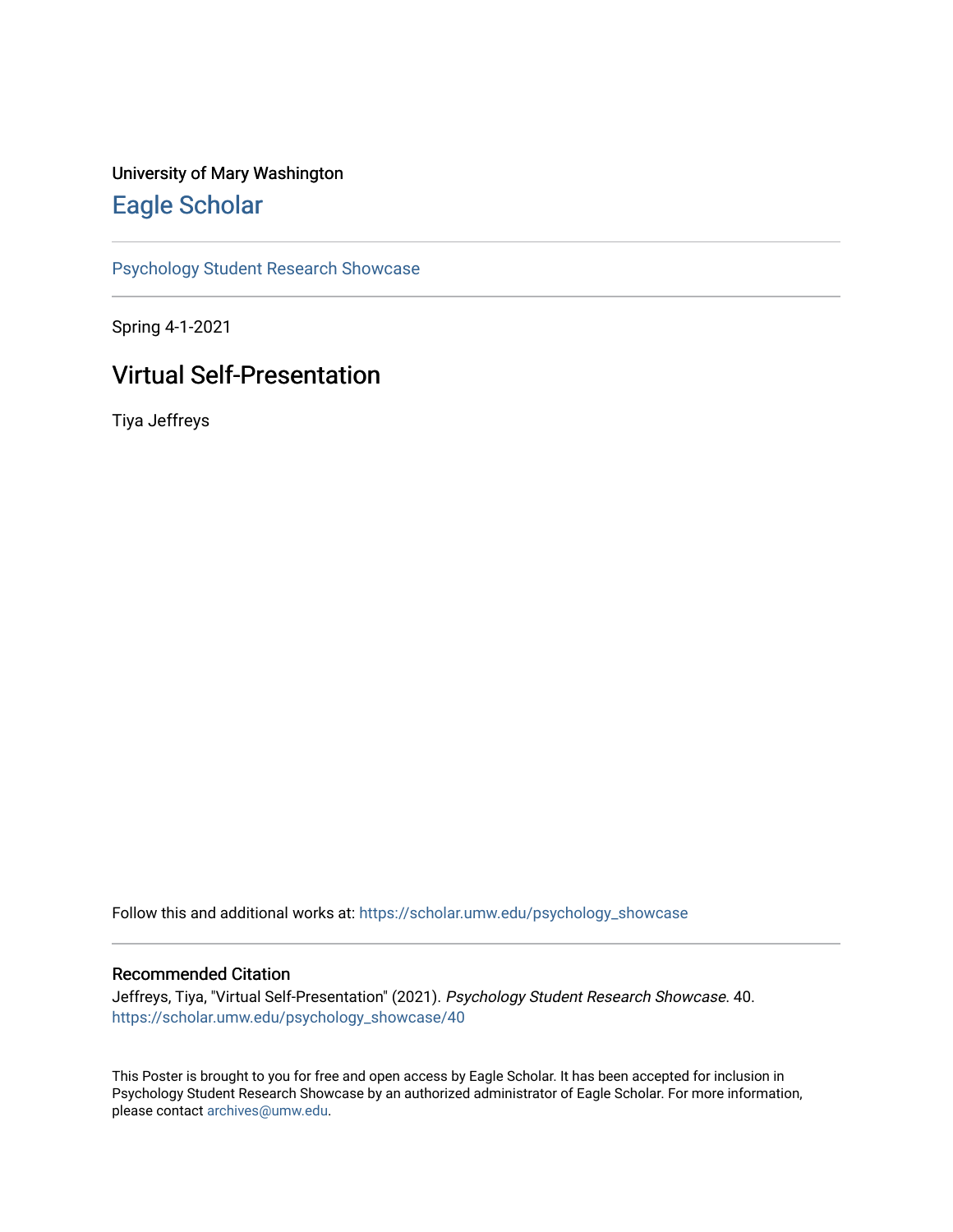University of Mary Washington

# Eagle Scholar

Psychology Student Research Showcase

Spring 4-1-2021

## Virtual Self-Presentation

Tiya Jeffreys

Follow this and additional works at: https://scholar.umw.edu/psychology_showcase

### Recommended Citation

Jeffreys, Tiya, "Virtual Self-Presentation" (2021). *Psychology Student Research Showcase*. 40.
https://scholar.umw.edu/psychology_showcase/40

This Poster is brought to you for free and open access by Eagle Scholar. It has been accepted for inclusion in Psychology Student Research Showcase by an authorized administrator of Eagle Scholar. For more information, please contact archives@umw.edu.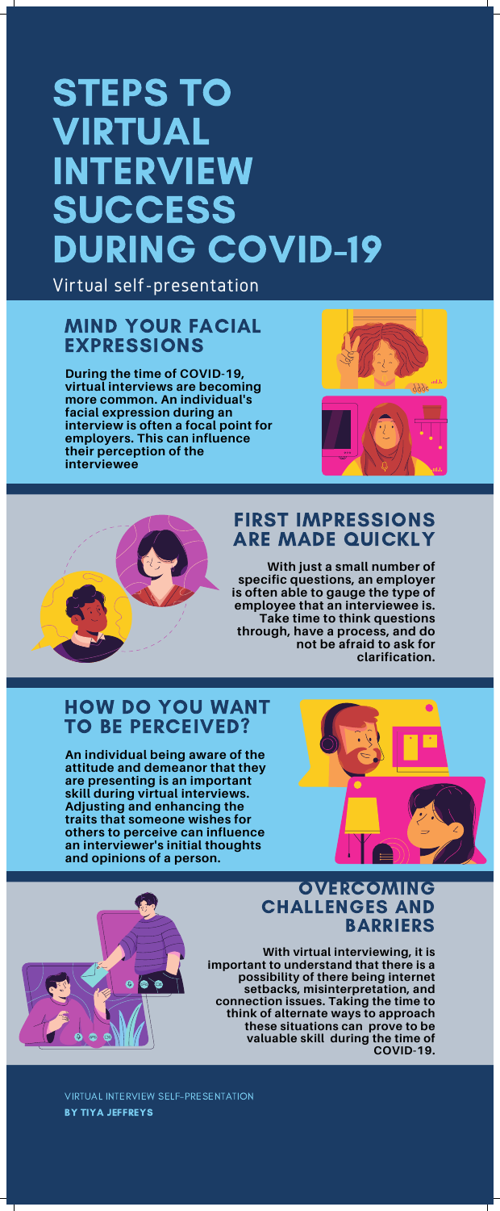# STEPS TO VIRTUAL INTERVIEW SUCCESS DURING COVID-19

Virtual self-presentation

## MIND YOUR FACIAL EXPRESSIONS

**During the time of COVID-19, virtual interviews are becoming more common. An individual's facial expression during an interview is often a focal point for employers. This can influence their perception of the interviewee**

## FIRST IMPRESSIONS ARE MADE QUICKLY

**With just a small number of specific questions, an employer is often able to gauge the type of employee that an interviewee is. Take time to think questions through, have a process, and do not be afraid to ask for clarification.**

## HOW DO YOU WANT TO BE PERCEIVED?

**An individual being aware of the attitude and demeanor that they are presenting is an important skill during virtual interviews. Adjusting and enhancing the traits that someone wishes for others to perceive can influence an interviewer's initial thoughts and opinions of a person.**

## OVERCOMING CHALLENGES AND BARRIERS

**With virtual interviewing, it is important to understand that there is a possibility of there being internet setbacks, misinterpretation, and connection issues. Taking the time to think of alternate ways to approach these situations can prove to be valuable skill during the time of COVID-19.**

VIRTUAL INTERVIEW SELF-PRESENTATION

**BY TIYA JEFFREYS**